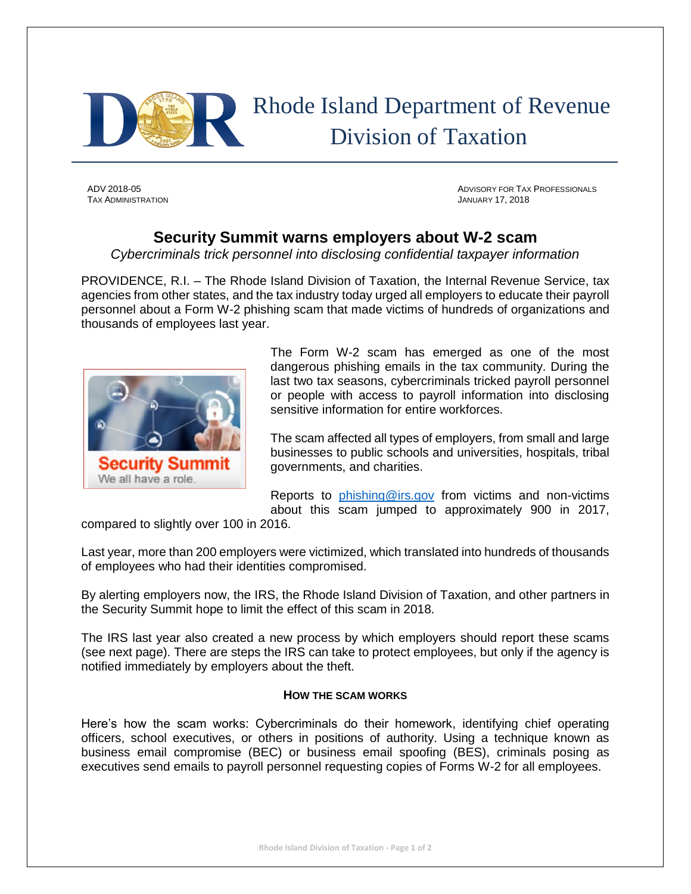# Rhode Island Department of Revenue
## Division of Taxation

ADV 2018-05
TAX ADMINISTRATION

ADVISORY FOR TAX PROFESSIONALS
JANUARY 17, 2018

## Security Summit warns employers about W-2 scam

*Cybercriminals trick personnel into disclosing confidential taxpayer information*

PROVIDENCE, R.I. – The Rhode Island Division of Taxation, the Internal Revenue Service, tax agencies from other states, and the tax industry today urged all employers to educate their payroll personnel about a Form W-2 phishing scam that made victims of hundreds of organizations and thousands of employees last year.

The Form W-2 scam has emerged as one of the most dangerous phishing emails in the tax community. During the last two tax seasons, cybercriminals tricked payroll personnel or people with access to payroll information into disclosing sensitive information for entire workforces.

The scam affected all types of employers, from small and large businesses to public schools and universities, hospitals, tribal governments, and charities.

Reports to phishing@irs.gov from victims and non-victims about this scam jumped to approximately 900 in 2017, compared to slightly over 100 in 2016.

Last year, more than 200 employers were victimized, which translated into hundreds of thousands of employees who had their identities compromised.

By alerting employers now, the IRS, the Rhode Island Division of Taxation, and other partners in the Security Summit hope to limit the effect of this scam in 2018.

The IRS last year also created a new process by which employers should report these scams (see next page). There are steps the IRS can take to protect employees, but only if the agency is notified immediately by employers about the theft.

### HOW THE SCAM WORKS

Here's how the scam works: Cybercriminals do their homework, identifying chief operating officers, school executives, or others in positions of authority. Using a technique known as business email compromise (BEC) or business email spoofing (BES), criminals posing as executives send emails to payroll personnel requesting copies of Forms W-2 for all employees.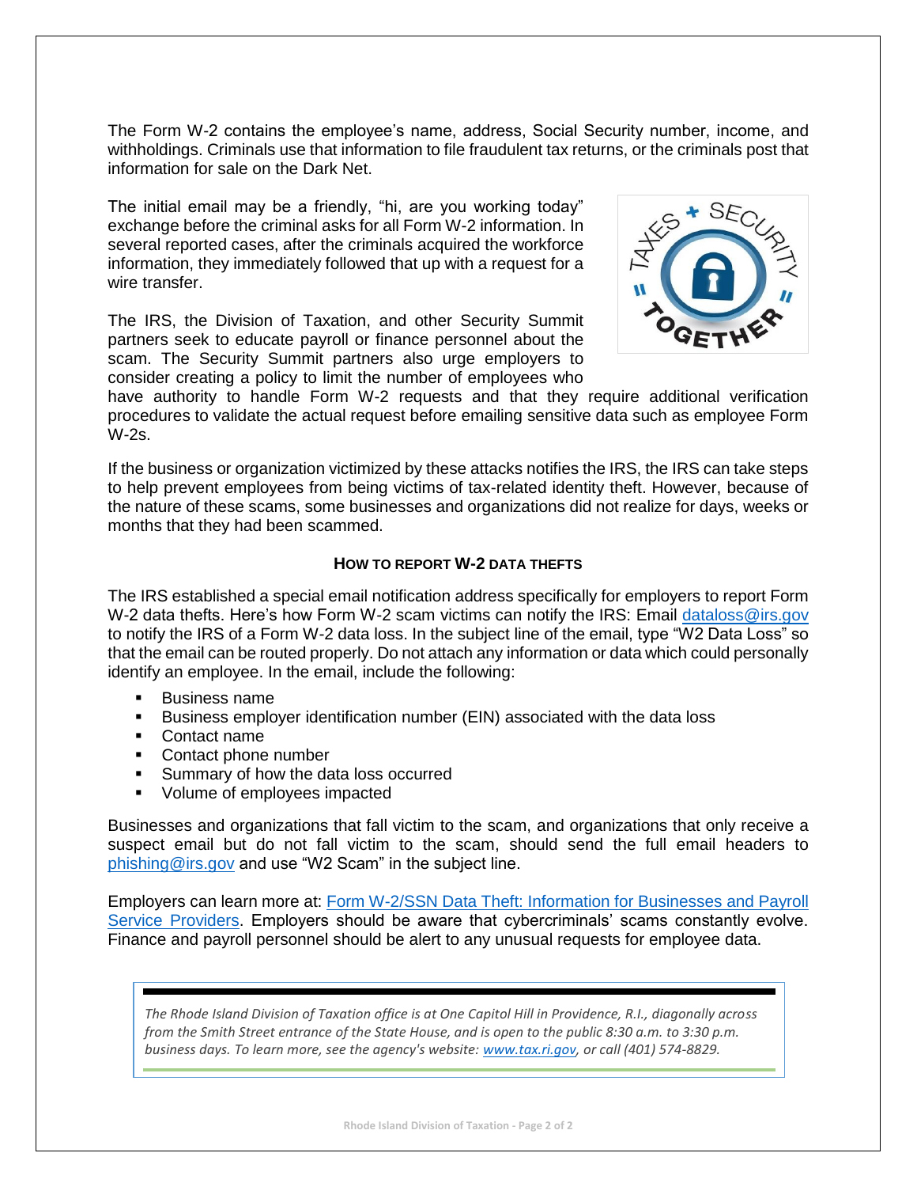The Form W-2 contains the employee's name, address, Social Security number, income, and withholdings. Criminals use that information to file fraudulent tax returns, or the criminals post that information for sale on the Dark Net.

The initial email may be a friendly, "hi, are you working today" exchange before the criminal asks for all Form W-2 information. In several reported cases, after the criminals acquired the workforce information, they immediately followed that up with a request for a wire transfer.

The IRS, the Division of Taxation, and other Security Summit partners seek to educate payroll or finance personnel about the scam. The Security Summit partners also urge employers to consider creating a policy to limit the number of employees who have authority to handle Form W-2 requests and that they require additional verification procedures to validate the actual request before emailing sensitive data such as employee Form W-2s.

If the business or organization victimized by these attacks notifies the IRS, the IRS can take steps to help prevent employees from being victims of tax-related identity theft. However, because of the nature of these scams, some businesses and organizations did not realize for days, weeks or months that they had been scammed.

## HOW TO REPORT W-2 DATA THEFTS

The IRS established a special email notification address specifically for employers to report Form W-2 data thefts. Here's how Form W-2 scam victims can notify the IRS: Email dataloss@irs.gov to notify the IRS of a Form W-2 data loss. In the subject line of the email, type "W2 Data Loss" so that the email can be routed properly. Do not attach any information or data which could personally identify an employee. In the email, include the following:

- Business name
- Business employer identification number (EIN) associated with the data loss
- Contact name
- Contact phone number
- Summary of how the data loss occurred
- Volume of employees impacted

Businesses and organizations that fall victim to the scam, and organizations that only receive a suspect email but do not fall victim to the scam, should send the full email headers to phishing@irs.gov and use "W2 Scam" in the subject line.

Employers can learn more at: Form W-2/SSN Data Theft: Information for Businesses and Payroll Service Providers. Employers should be aware that cybercriminals' scams constantly evolve. Finance and payroll personnel should be alert to any unusual requests for employee data.

*The Rhode Island Division of Taxation office is at One Capitol Hill in Providence, R.I., diagonally across from the Smith Street entrance of the State House, and is open to the public 8:30 a.m. to 3:30 p.m. business days. To learn more, see the agency's website: www.tax.ri.gov, or call (401) 574-8829.*